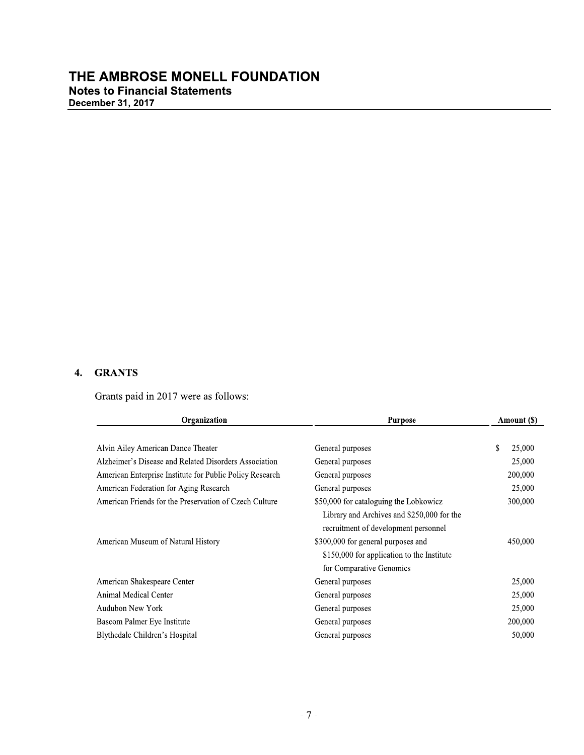# THE AMBROSE MONELL FOUNDATION

## Notes to Financial Statements

**December 31, 2017**

## 4. GRANTS

Grants paid in 2017 were as follows:

| Organization | Purpose | Amount ($) |
|---|---|---|
| Alvin Ailey American Dance Theater | General purposes | $ 25,000 |
| Alzheimer's Disease and Related Disorders Association | General purposes | 25,000 |
| American Enterprise Institute for Public Policy Research | General purposes | 200,000 |
| American Federation for Aging Research | General purposes | 25,000 |
| American Friends for the Preservation of Czech Culture | $50,000 for cataloguing the Lobkowicz Library and Archives and $250,000 for the recruitment of development personnel | 300,000 |
| American Museum of Natural History | $300,000 for general purposes and $150,000 for application to the Institute for Comparative Genomics | 450,000 |
| American Shakespeare Center | General purposes | 25,000 |
| Animal Medical Center | General purposes | 25,000 |
| Audubon New York | General purposes | 25,000 |
| Bascom Palmer Eye Institute | General purposes | 200,000 |
| Blythedale Children's Hospital | General purposes | 50,000 |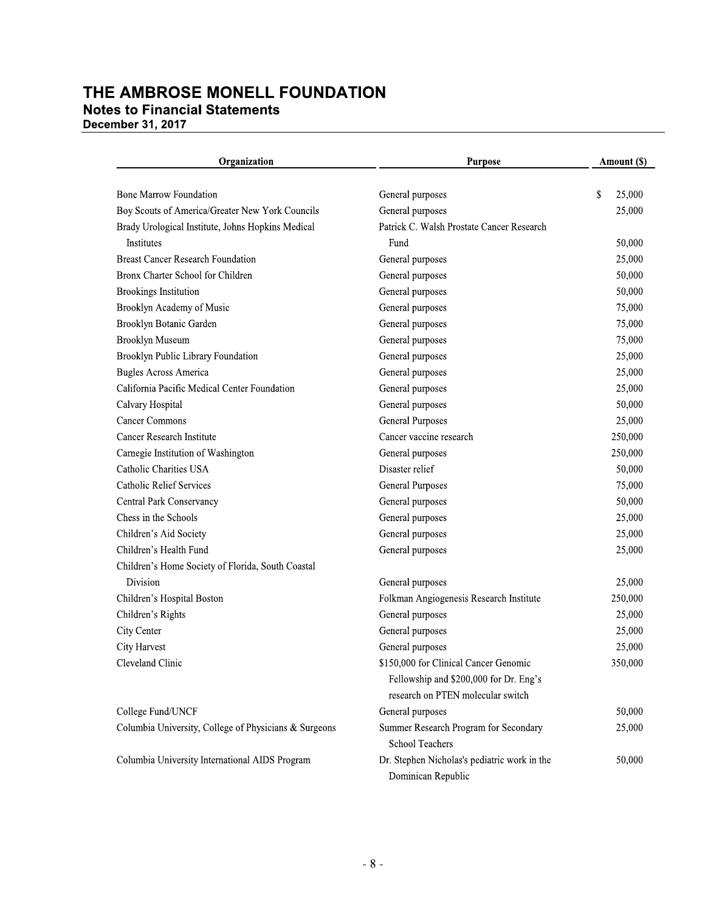# THE AMBROSE MONELL FOUNDATION

## Notes to Financial Statements

### December 31, 2017

| Organization | Purpose | Amount ($) |
|---|---|---|
| Bone Marrow Foundation | General purposes | $ 25,000 |
| Boy Scouts of America/Greater New York Councils | General purposes | 25,000 |
| Brady Urological Institute, Johns Hopkins Medical Institutes | Patrick C. Walsh Prostate Cancer Research Fund | 50,000 |
| Breast Cancer Research Foundation | General purposes | 25,000 |
| Bronx Charter School for Children | General purposes | 50,000 |
| Brookings Institution | General purposes | 50,000 |
| Brooklyn Academy of Music | General purposes | 75,000 |
| Brooklyn Botanic Garden | General purposes | 75,000 |
| Brooklyn Museum | General purposes | 75,000 |
| Brooklyn Public Library Foundation | General purposes | 25,000 |
| Bugles Across America | General purposes | 25,000 |
| California Pacific Medical Center Foundation | General purposes | 25,000 |
| Calvary Hospital | General purposes | 50,000 |
| Cancer Commons | General Purposes | 25,000 |
| Cancer Research Institute | Cancer vaccine research | 250,000 |
| Carnegie Institution of Washington | General purposes | 250,000 |
| Catholic Charities USA | Disaster relief | 50,000 |
| Catholic Relief Services | General Purposes | 75,000 |
| Central Park Conservancy | General purposes | 50,000 |
| Chess in the Schools | General purposes | 25,000 |
| Children's Aid Society | General purposes | 25,000 |
| Children's Health Fund | General purposes | 25,000 |
| Children's Home Society of Florida, South Coastal Division | General purposes | 25,000 |
| Children's Hospital Boston | Folkman Angiogenesis Research Institute | 250,000 |
| Children's Rights | General purposes | 25,000 |
| City Center | General purposes | 25,000 |
| City Harvest | General purposes | 25,000 |
| Cleveland Clinic | $150,000 for Clinical Cancer Genomic Fellowship and $200,000 for Dr. Eng's research on PTEN molecular switch | 350,000 |
| College Fund/UNCF | General purposes | 50,000 |
| Columbia University, College of Physicians & Surgeons | Summer Research Program for Secondary School Teachers | 25,000 |
| Columbia University International AIDS Program | Dr. Stephen Nicholas's pediatric work in the Dominican Republic | 50,000 |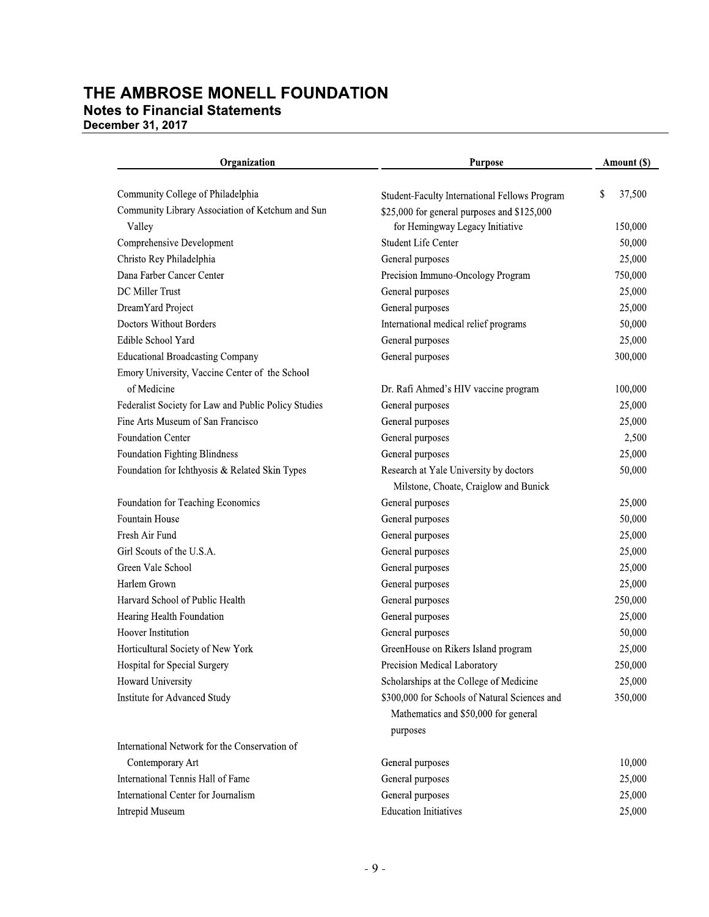# THE AMBROSE MONELL FOUNDATION

## Notes to Financial Statements

### December 31, 2017

| Organization | Purpose | Amount ($) |
|---|---|---|
| Community College of Philadelphia | Student-Faculty International Fellows Program | $ 37,500 |
| Community Library Association of Ketchum and Sun Valley | $25,000 for general purposes and $125,000 for Hemingway Legacy Initiative | 150,000 |
| Comprehensive Development | Student Life Center | 50,000 |
| Christo Rey Philadelphia | General purposes | 25,000 |
| Dana Farber Cancer Center | Precision Immuno-Oncology Program | 750,000 |
| DC Miller Trust | General purposes | 25,000 |
| DreamYard Project | General purposes | 25,000 |
| Doctors Without Borders | International medical relief programs | 50,000 |
| Edible School Yard | General purposes | 25,000 |
| Educational Broadcasting Company | General purposes | 300,000 |
| Emory University, Vaccine Center of the School of Medicine | Dr. Rafi Ahmed's HIV vaccine program | 100,000 |
| Federalist Society for Law and Public Policy Studies | General purposes | 25,000 |
| Fine Arts Museum of San Francisco | General purposes | 25,000 |
| Foundation Center | General purposes | 2,500 |
| Foundation Fighting Blindness | General purposes | 25,000 |
| Foundation for Ichthyosis & Related Skin Types | Research at Yale University by doctors Milstone, Choate, Craiglow and Bunick | 50,000 |
| Foundation for Teaching Economics | General purposes | 25,000 |
| Fountain House | General purposes | 50,000 |
| Fresh Air Fund | General purposes | 25,000 |
| Girl Scouts of the U.S.A. | General purposes | 25,000 |
| Green Vale School | General purposes | 25,000 |
| Harlem Grown | General purposes | 25,000 |
| Harvard School of Public Health | General purposes | 250,000 |
| Hearing Health Foundation | General purposes | 25,000 |
| Hoover Institution | General purposes | 50,000 |
| Horticultural Society of New York | GreenHouse on Rikers Island program | 25,000 |
| Hospital for Special Surgery | Precision Medical Laboratory | 250,000 |
| Howard University | Scholarships at the College of Medicine | 25,000 |
| Institute for Advanced Study | $300,000 for Schools of Natural Sciences and Mathematics and $50,000 for general purposes | 350,000 |
| International Network for the Conservation of Contemporary Art | General purposes | 10,000 |
| International Tennis Hall of Fame | General purposes | 25,000 |
| International Center for Journalism | General purposes | 25,000 |
| Intrepid Museum | Education Initiatives | 25,000 |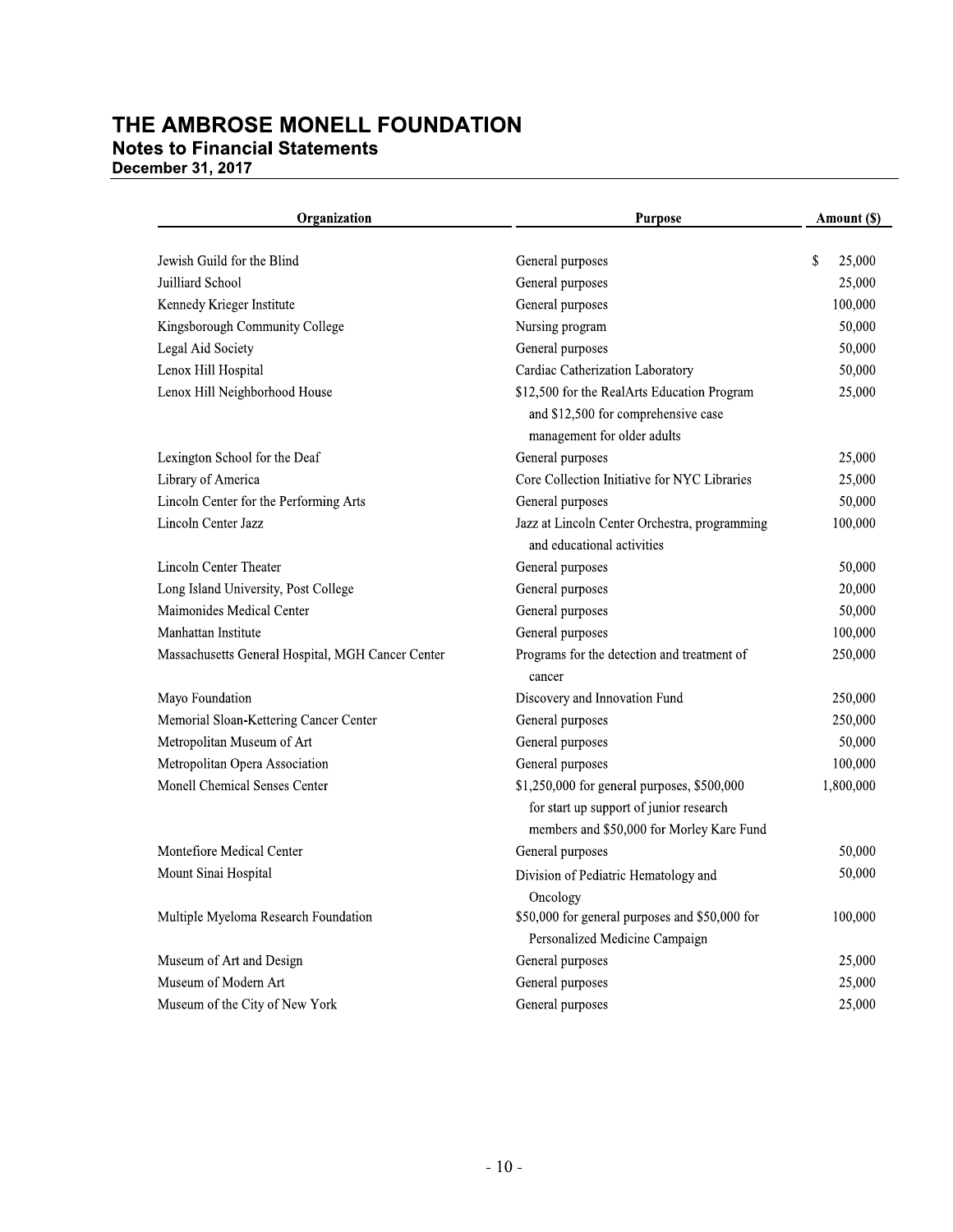# THE AMBROSE MONELL FOUNDATION

## Notes to Financial Statements

**December 31, 2017**

| Organization | Purpose | Amount ($) |
|---|---|---|
| Jewish Guild for the Blind | General purposes | $ 25,000 |
| Juilliard School | General purposes | 25,000 |
| Kennedy Krieger Institute | General purposes | 100,000 |
| Kingsborough Community College | Nursing program | 50,000 |
| Legal Aid Society | General purposes | 50,000 |
| Lenox Hill Hospital | Cardiac Catherization Laboratory | 50,000 |
| Lenox Hill Neighborhood House | $12,500 for the RealArts Education Program and $12,500 for comprehensive case management for older adults | 25,000 |
| Lexington School for the Deaf | General purposes | 25,000 |
| Library of America | Core Collection Initiative for NYC Libraries | 25,000 |
| Lincoln Center for the Performing Arts | General purposes | 50,000 |
| Lincoln Center Jazz | Jazz at Lincoln Center Orchestra, programming and educational activities | 100,000 |
| Lincoln Center Theater | General purposes | 50,000 |
| Long Island University, Post College | General purposes | 20,000 |
| Maimonides Medical Center | General purposes | 50,000 |
| Manhattan Institute | General purposes | 100,000 |
| Massachusetts General Hospital, MGH Cancer Center | Programs for the detection and treatment of cancer | 250,000 |
| Mayo Foundation | Discovery and Innovation Fund | 250,000 |
| Memorial Sloan-Kettering Cancer Center | General purposes | 250,000 |
| Metropolitan Museum of Art | General purposes | 50,000 |
| Metropolitan Opera Association | General purposes | 100,000 |
| Monell Chemical Senses Center | $1,250,000 for general purposes, $500,000 for start up support of junior research members and $50,000 for Morley Kare Fund | 1,800,000 |
| Montefiore Medical Center | General purposes | 50,000 |
| Mount Sinai Hospital | Division of Pediatric Hematology and Oncology | 50,000 |
| Multiple Myeloma Research Foundation | $50,000 for general purposes and $50,000 for Personalized Medicine Campaign | 100,000 |
| Museum of Art and Design | General purposes | 25,000 |
| Museum of Modern Art | General purposes | 25,000 |
| Museum of the City of New York | General purposes | 25,000 |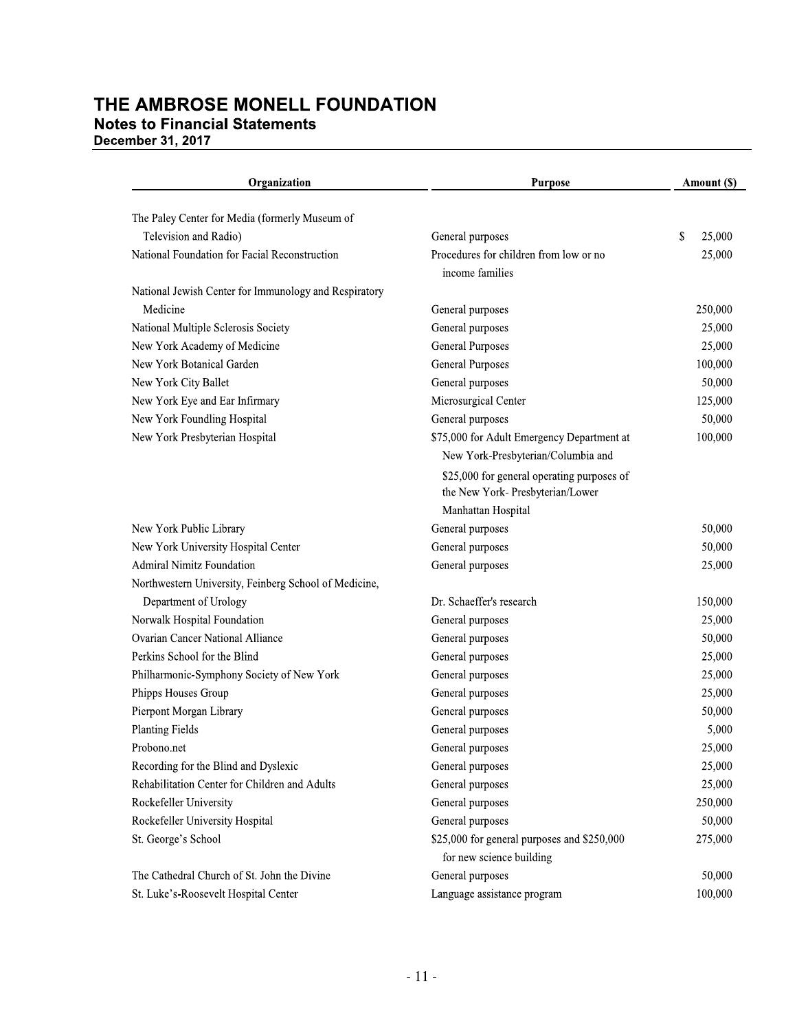# THE AMBROSE MONELL FOUNDATION

## Notes to Financial Statements

### December 31, 2017

| Organization | Purpose | Amount ($) |
|---|---|---|
| The Paley Center for Media (formerly Museum of Television and Radio) | General purposes | $ 25,000 |
| National Foundation for Facial Reconstruction | Procedures for children from low or no income families | 25,000 |
| National Jewish Center for Immunology and Respiratory Medicine | General purposes | 250,000 |
| National Multiple Sclerosis Society | General purposes | 25,000 |
| New York Academy of Medicine | General Purposes | 25,000 |
| New York Botanical Garden | General Purposes | 100,000 |
| New York City Ballet | General purposes | 50,000 |
| New York Eye and Ear Infirmary | Microsurgical Center | 125,000 |
| New York Foundling Hospital | General purposes | 50,000 |
| New York Presbyterian Hospital | $75,000 for Adult Emergency Department at New York-Presbyterian/Columbia and $25,000 for general operating purposes of the New York- Presbyterian/Lower Manhattan Hospital | 100,000 |
| New York Public Library | General purposes | 50,000 |
| New York University Hospital Center | General purposes | 50,000 |
| Admiral Nimitz Foundation | General purposes | 25,000 |
| Northwestern University, Feinberg School of Medicine, Department of Urology | Dr. Schaeffer's research | 150,000 |
| Norwalk Hospital Foundation | General purposes | 25,000 |
| Ovarian Cancer National Alliance | General purposes | 50,000 |
| Perkins School for the Blind | General purposes | 25,000 |
| Philharmonic-Symphony Society of New York | General purposes | 25,000 |
| Phipps Houses Group | General purposes | 25,000 |
| Pierpont Morgan Library | General purposes | 50,000 |
| Planting Fields | General purposes | 5,000 |
| Probono.net | General purposes | 25,000 |
| Recording for the Blind and Dyslexic | General purposes | 25,000 |
| Rehabilitation Center for Children and Adults | General purposes | 25,000 |
| Rockefeller University | General purposes | 250,000 |
| Rockefeller University Hospital | General purposes | 50,000 |
| St. George's School | $25,000 for general purposes and $250,000 for new science building | 275,000 |
| The Cathedral Church of St. John the Divine | General purposes | 50,000 |
| St. Luke's-Roosevelt Hospital Center | Language assistance program | 100,000 |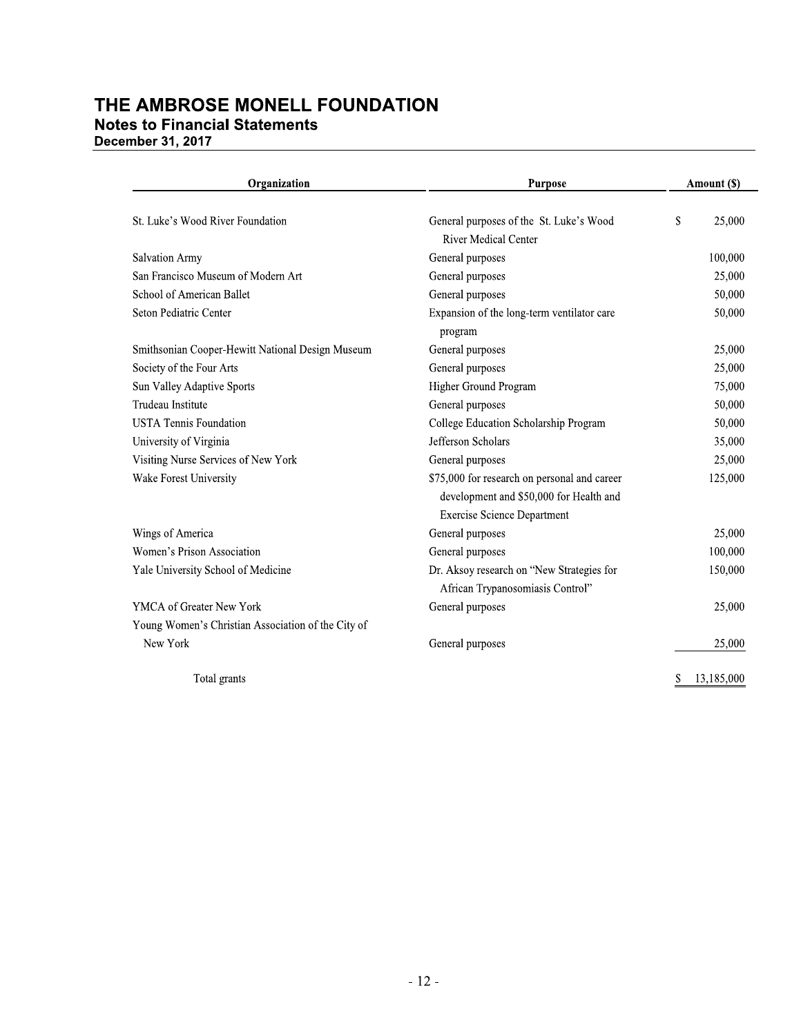# THE AMBROSE MONELL FOUNDATION
## Notes to Financial Statements
### December 31, 2017

| Organization | Purpose | Amount ($) |
|---|---|---|
| St. Luke's Wood River Foundation | General purposes of the St. Luke's Wood River Medical Center | $ 25,000 |
| Salvation Army | General purposes | 100,000 |
| San Francisco Museum of Modern Art | General purposes | 25,000 |
| School of American Ballet | General purposes | 50,000 |
| Seton Pediatric Center | Expansion of the long-term ventilator care program | 50,000 |
| Smithsonian Cooper-Hewitt National Design Museum | General purposes | 25,000 |
| Society of the Four Arts | General purposes | 25,000 |
| Sun Valley Adaptive Sports | Higher Ground Program | 75,000 |
| Trudeau Institute | General purposes | 50,000 |
| USTA Tennis Foundation | College Education Scholarship Program | 50,000 |
| University of Virginia | Jefferson Scholars | 35,000 |
| Visiting Nurse Services of New York | General purposes | 25,000 |
| Wake Forest University | $75,000 for research on personal and career development and $50,000 for Health and Exercise Science Department | 125,000 |
| Wings of America | General purposes | 25,000 |
| Women's Prison Association | General purposes | 100,000 |
| Yale University School of Medicine | Dr. Aksoy research on "New Strategies for African Trypanosomiasis Control" | 150,000 |
| YMCA of Greater New York | General purposes | 25,000 |
| Young Women's Christian Association of the City of New York | General purposes | 25,000 |
| Total grants | | $ 13,185,000 |